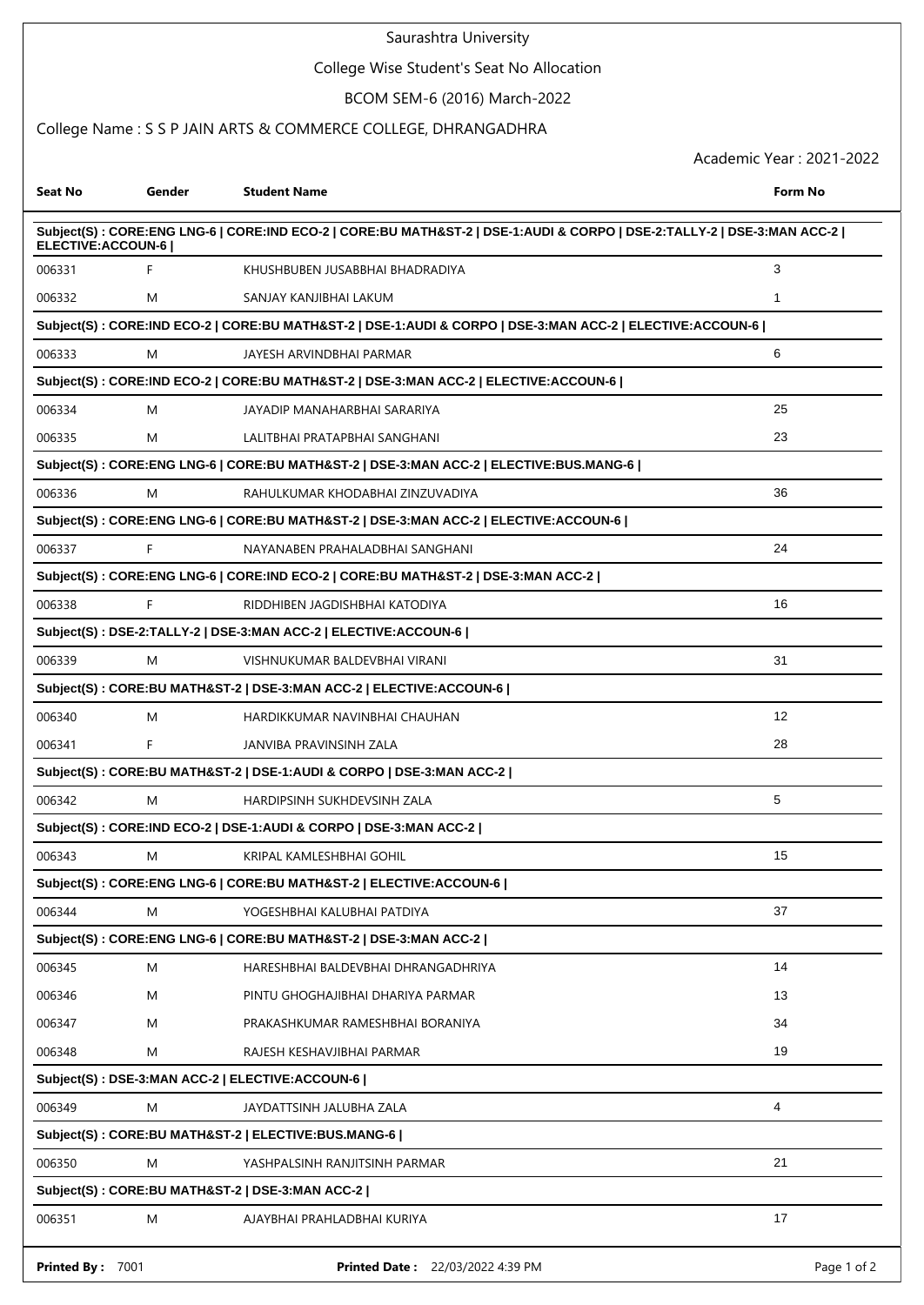# Saurashtra University

## College Wise Student's Seat No Allocation

### BCOM SEM-6 (2016) March-2022

College Name : S S P JAIN ARTS & COMMERCE COLLEGE, DHRANGADHRA

Academic Year : 2021-2022

| Seat No | Gender | Student Name | Form No |
|---|---|---|---|
| **Subject(S) : CORE:ENG LNG-6 \| CORE:IND ECO-2 \| CORE:BU MATH&ST-2 \| DSE-1:AUDI & CORPO \| DSE-2:TALLY-2 \| DSE-3:MAN ACC-2 \| ELECTIVE:ACCOUN-6 \|** | | | |
| 006331 | F | KHUSHBUBEN JUSABBHAI BHADRADIYA | 3 |
| 006332 | M | SANJAY KANJIBHAI LAKUM | 1 |
| **Subject(S) : CORE:IND ECO-2 \| CORE:BU MATH&ST-2 \| DSE-1:AUDI & CORPO \| DSE-3:MAN ACC-2 \| ELECTIVE:ACCOUN-6 \|** | | | |
| 006333 | M | JAYESH ARVINDBHAI PARMAR | 6 |
| **Subject(S) : CORE:IND ECO-2 \| CORE:BU MATH&ST-2 \| DSE-3:MAN ACC-2 \| ELECTIVE:ACCOUN-6 \|** | | | |
| 006334 | M | JAYADIP MANAHARBHAI SARARIYA | 25 |
| 006335 | M | LALITBHAI PRATAPBHAI SANGHANI | 23 |
| **Subject(S) : CORE:ENG LNG-6 \| CORE:BU MATH&ST-2 \| DSE-3:MAN ACC-2 \| ELECTIVE:BUS.MANG-6 \|** | | | |
| 006336 | M | RAHULKUMAR KHODABHAI ZINZUVADIYA | 36 |
| **Subject(S) : CORE:ENG LNG-6 \| CORE:BU MATH&ST-2 \| DSE-3:MAN ACC-2 \| ELECTIVE:ACCOUN-6 \|** | | | |
| 006337 | F | NAYANABEN PRAHALADBHAI SANGHANI | 24 |
| **Subject(S) : CORE:ENG LNG-6 \| CORE:IND ECO-2 \| CORE:BU MATH&ST-2 \| DSE-3:MAN ACC-2 \|** | | | |
| 006338 | F | RIDDHIBEN JAGDISHBHAI KATODIYA | 16 |
| **Subject(S) : DSE-2:TALLY-2 \| DSE-3:MAN ACC-2 \| ELECTIVE:ACCOUN-6 \|** | | | |
| 006339 | M | VISHNUKUMAR BALDEVBHAI VIRANI | 31 |
| **Subject(S) : CORE:BU MATH&ST-2 \| DSE-3:MAN ACC-2 \| ELECTIVE:ACCOUN-6 \|** | | | |
| 006340 | M | HARDIKKUMAR NAVINBHAI CHAUHAN | 12 |
| 006341 | F | JANVIBA PRAVINSINH ZALA | 28 |
| **Subject(S) : CORE:BU MATH&ST-2 \| DSE-1:AUDI & CORPO \| DSE-3:MAN ACC-2 \|** | | | |
| 006342 | M | HARDIPSINH SUKHDEVSINH ZALA | 5 |
| **Subject(S) : CORE:IND ECO-2 \| DSE-1:AUDI & CORPO \| DSE-3:MAN ACC-2 \|** | | | |
| 006343 | M | KRIPAL KAMLESHBHAI GOHIL | 15 |
| **Subject(S) : CORE:ENG LNG-6 \| CORE:BU MATH&ST-2 \| ELECTIVE:ACCOUN-6 \|** | | | |
| 006344 | M | YOGESHBHAI KALUBHAI PATDIYA | 37 |
| **Subject(S) : CORE:ENG LNG-6 \| CORE:BU MATH&ST-2 \| DSE-3:MAN ACC-2 \|** | | | |
| 006345 | M | HARESHBHAI BALDEVBHAI DHRANGADHRIYA | 14 |
| 006346 | M | PINTU GHOGHAJIBHAI DHARIYA PARMAR | 13 |
| 006347 | M | PRAKASHKUMAR RAMESHBHAI BORANIYA | 34 |
| 006348 | M | RAJESH KESHAVJIBHAI PARMAR | 19 |
| **Subject(S) : DSE-3:MAN ACC-2 \| ELECTIVE:ACCOUN-6 \|** | | | |
| 006349 | M | JAYDATTSINH JALUBHA ZALA | 4 |
| **Subject(S) : CORE:BU MATH&ST-2 \| ELECTIVE:BUS.MANG-6 \|** | | | |
| 006350 | M | YASHPALSINH RANJITSINH PARMAR | 21 |
| **Subject(S) : CORE:BU MATH&ST-2 \| DSE-3:MAN ACC-2 \|** | | | |
| 006351 | M | AJAYBHAI PRAHLADBHAI KURIYA | 17 |

**Printed By :** 7001 **Printed Date :** 22/03/2022 4:39 PM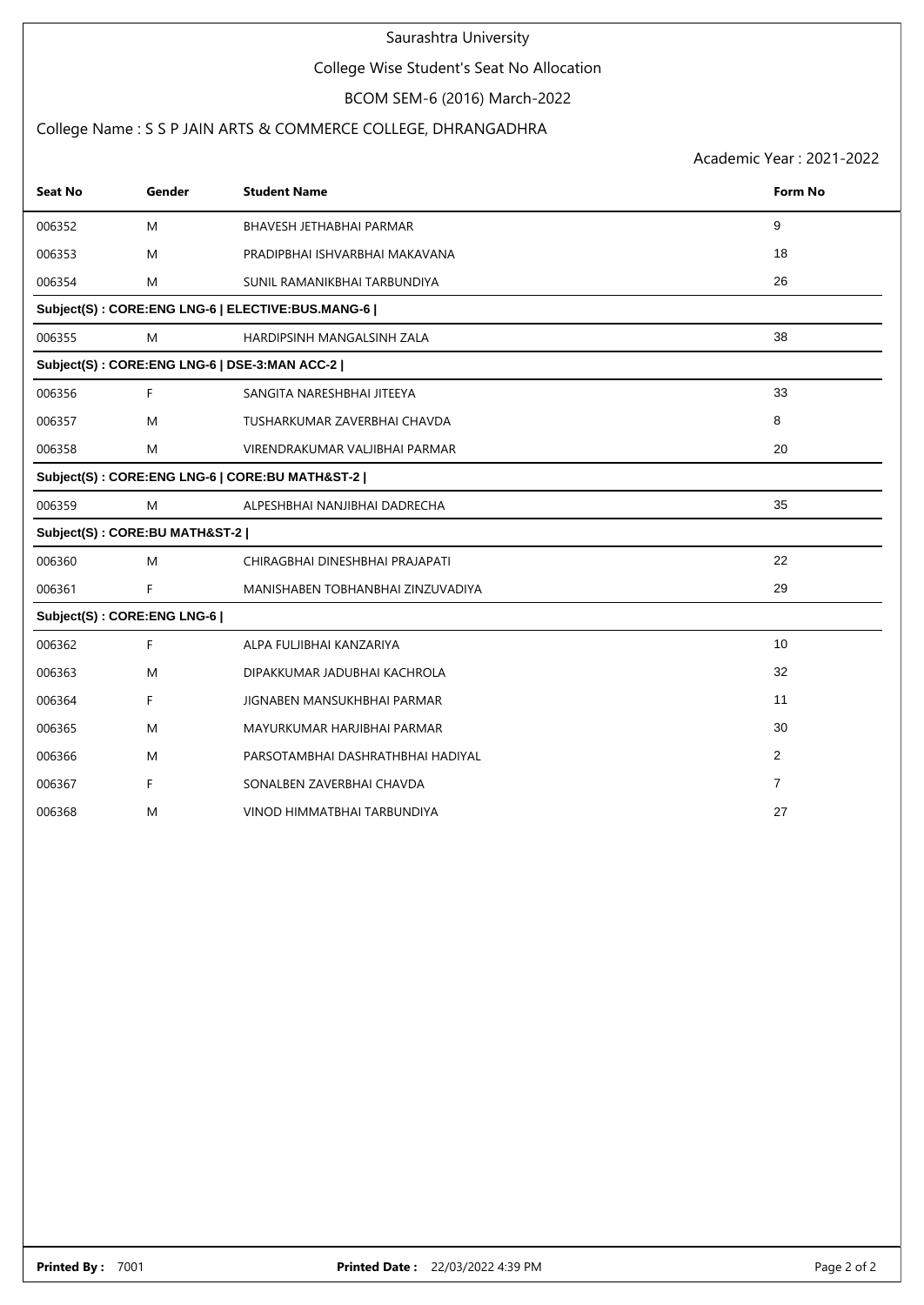Saurashtra University

College Wise Student's Seat No Allocation

BCOM SEM-6 (2016) March-2022

College Name : S S P JAIN ARTS & COMMERCE COLLEGE, DHRANGADHRA

Academic Year : 2021-2022

| Seat No | Gender | Student Name | Form No |
|---|---|---|---|
| 006352 | M | BHAVESH JETHABHAI PARMAR | 9 |
| 006353 | M | PRADIPBHAI ISHVARBHAI MAKAVANA | 18 |
| 006354 | M | SUNIL RAMANIKBHAI TARBUNDIYA | 26 |
| **Subject(S) : CORE:ENG LNG-6 \| ELECTIVE:BUS.MANG-6 \|** | | | |
| 006355 | M | HARDIPSINH MANGALSINH ZALA | 38 |
| **Subject(S) : CORE:ENG LNG-6 \| DSE-3:MAN ACC-2 \|** | | | |
| 006356 | F | SANGITA NARESHBHAI JITEEYA | 33 |
| 006357 | M | TUSHARKUMAR ZAVERBHAI CHAVDA | 8 |
| 006358 | M | VIRENDRAKUMAR VALJIBHAI PARMAR | 20 |
| **Subject(S) : CORE:ENG LNG-6 \| CORE:BU MATH&ST-2 \|** | | | |
| 006359 | M | ALPESHBHAI NANJIBHAI DADRECHA | 35 |
| **Subject(S) : CORE:BU MATH&ST-2 \|** | | | |
| 006360 | M | CHIRAGBHAI DINESHBHAI PRAJAPATI | 22 |
| 006361 | F | MANISHABEN TOBHANBHAI ZINZUVADIYA | 29 |
| **Subject(S) : CORE:ENG LNG-6 \|** | | | |
| 006362 | F | ALPA FULJIBHAI KANZARIYA | 10 |
| 006363 | M | DIPAKKUMAR JADUBHAI KACHROLA | 32 |
| 006364 | F | JIGNABEN MANSUKHBHAI PARMAR | 11 |
| 006365 | M | MAYURKUMAR HARJIBHAI PARMAR | 30 |
| 006366 | M | PARSOTAMBHAI DASHRATHBHAI HADIYAL | 2 |
| 006367 | F | SONALBEN ZAVERBHAI CHAVDA | 7 |
| 006368 | M | VINOD HIMMATBHAI TARBUNDIYA | 27 |

**Printed By :** 7001 **Printed Date :** 22/03/2022 4:39 PM